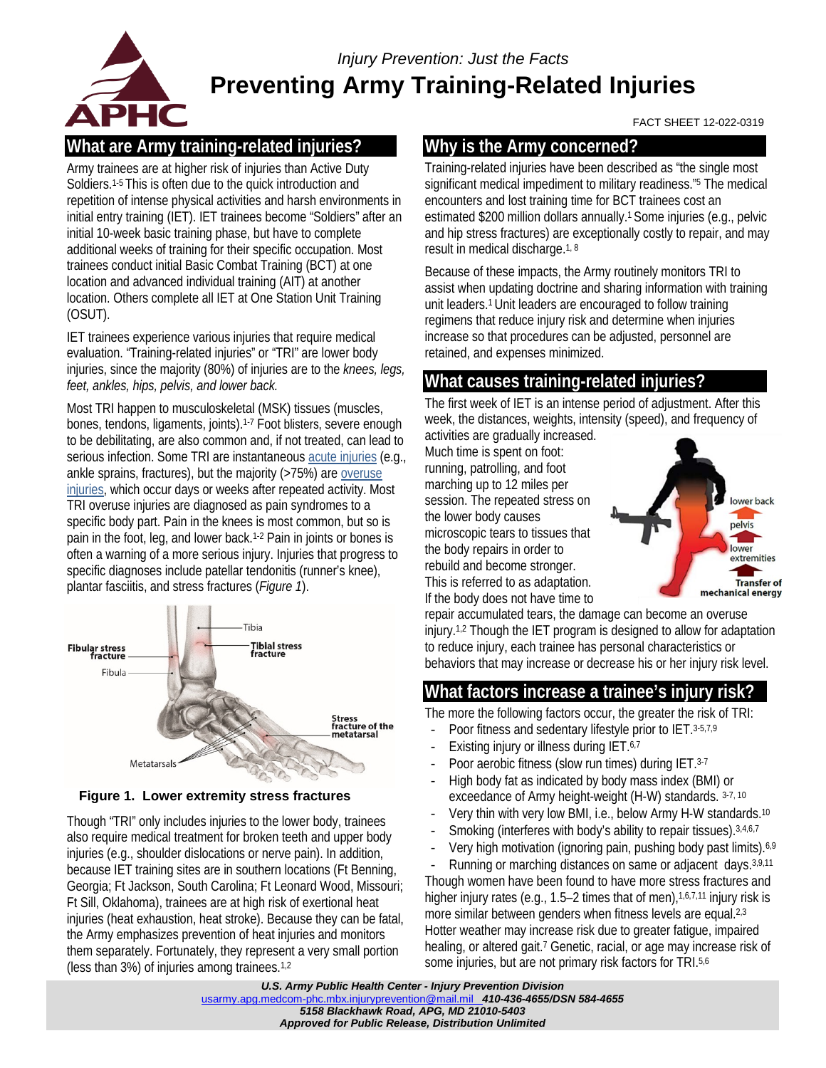*Injury Prevention: Just the Facts*

# Preventing Army Training-Related Injuries

FACT SHEET 12-022-0319

## What are Army training-related injuries?

Army trainees are at higher risk of injuries than Active Duty Soldiers.[1-5] This is often due to the quick introduction and repetition of intense physical activities and harsh environments in initial entry training (IET). IET trainees become "Soldiers" after an initial 10-week basic training phase, but have to complete additional weeks of training for their specific occupation. Most trainees conduct initial Basic Combat Training (BCT) at one location and advanced individual training (AIT) at another location. Others complete all IET at One Station Unit Training (OSUT).

IET trainees experience various injuries that require medical evaluation. "Training-related injuries" or "TRI" are lower body injuries, since the majority (80%) of injuries are to the *knees, legs, feet, ankles, hips, pelvis, and lower back.*

Most TRI happen to musculoskeletal (MSK) tissues (muscles, bones, tendons, ligaments, joints).[1-7] Foot blisters, severe enough to be debilitating, are also common and, if not treated, can lead to serious infection. Some TRI are instantaneous acute injuries (e.g., ankle sprains, fractures), but the majority (>75%) are overuse injuries, which occur days or weeks after repeated activity. Most TRI overuse injuries are diagnosed as pain syndromes to a specific body part. Pain in the knees is most common, but so is pain in the foot, leg, and lower back.[1-2] Pain in joints or bones is often a warning of a more serious injury. Injuries that progress to specific diagnoses include patellar tendonitis (runner's knee), plantar fasciitis, and stress fractures (*Figure 1*).

**Figure 1. Lower extremity stress fractures**

Though "TRI" only includes injuries to the lower body, trainees also require medical treatment for broken teeth and upper body injuries (e.g., shoulder dislocations or nerve pain). In addition, because IET training sites are in southern locations (Ft Benning, Georgia; Ft Jackson, South Carolina; Ft Leonard Wood, Missouri; Ft Sill, Oklahoma), trainees are at high risk of exertional heat injuries (heat exhaustion, heat stroke). Because they can be fatal, the Army emphasizes prevention of heat injuries and monitors them separately. Fortunately, they represent a very small portion (less than 3%) of injuries among trainees.[1,2]

## Why is the Army concerned?

Training-related injuries have been described as "the single most significant medical impediment to military readiness."[5] The medical encounters and lost training time for BCT trainees cost an estimated $200 million dollars annually.[1] Some injuries (e.g., pelvic and hip stress fractures) are exceptionally costly to repair, and may result in medical discharge.[1, 8]

Because of these impacts, the Army routinely monitors TRI to assist when updating doctrine and sharing information with training unit leaders.[1] Unit leaders are encouraged to follow training regimens that reduce injury risk and determine when injuries increase so that procedures can be adjusted, personnel are retained, and expenses minimized.

## What causes training-related injuries?

The first week of IET is an intense period of adjustment. After this week, the distances, weights, intensity (speed), and frequency of activities are gradually increased. Much time is spent on foot: running, patrolling, and foot marching up to 12 miles per session. The repeated stress on the lower body causes microscopic tears to tissues that the body repairs in order to rebuild and become stronger. This is referred to as adaptation. If the body does not have time to repair accumulated tears, the damage can become an overuse injury.[1,2] Though the IET program is designed to allow for adaptation to reduce injury, each trainee has personal characteristics or behaviors that may increase or decrease his or her injury risk level.

## What factors increase a trainee's injury risk?

The more the following factors occur, the greater the risk of TRI:

- Poor fitness and sedentary lifestyle prior to IET.[3-5,7,9]
- Existing injury or illness during IET.[6,7]
- Poor aerobic fitness (slow run times) during IET.[3-7]
- High body fat as indicated by body mass index (BMI) or exceedance of Army height-weight (H-W) standards.[3-7, 10]
- Very thin with very low BMI, i.e., below Army H-W standards.[10]
- Smoking (interferes with body's ability to repair tissues).[3,4,6,7]
- Very high motivation (ignoring pain, pushing body past limits).[6,9]
- Running or marching distances on same or adjacent days.[3,9,11]

Though women have been found to have more stress fractures and higher injury rates (e.g., 1.5–2 times that of men),[1,6,7,11] injury risk is more similar between genders when fitness levels are equal.[2,3] Hotter weather may increase risk due to greater fatigue, impaired healing, or altered gait.[7] Genetic, racial, or age may increase risk of some injuries, but are not primary risk factors for TRI.[5,6]

*U.S. Army Public Health Center - Injury Prevention Division*
usarmy.apg.medcom-phc.mbx.injuryprevention@mail.mil *410-436-4655/DSN 584-4655*
*5158 Blackhawk Road, APG, MD 21010-5403*
*Approved for Public Release, Distribution Unlimited*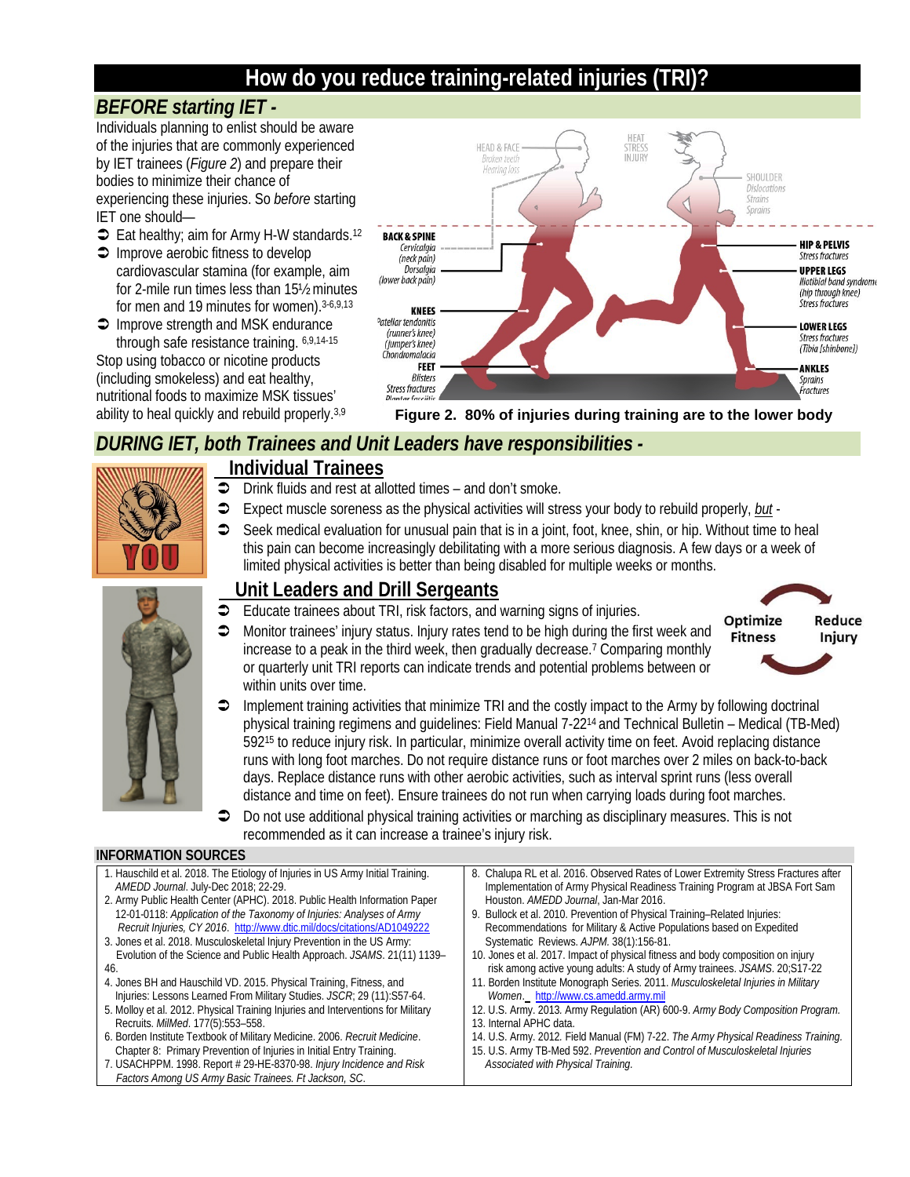# How do you reduce training-related injuries (TRI)?

## *BEFORE starting IET -*

Individuals planning to enlist should be aware of the injuries that are commonly experienced by IET trainees (*Figure 2*) and prepare their bodies to minimize their chance of experiencing these injuries. So *before* starting IET one should—

- Eat healthy; aim for Army H-W standards.[12]
- Improve aerobic fitness to develop cardiovascular stamina (for example, aim for 2-mile run times less than 15½ minutes for men and 19 minutes for women).[3-6,9,13]
- Improve strength and MSK endurance through safe resistance training. [6,9,14-15]

Stop using tobacco or nicotine products (including smokeless) and eat healthy, nutritional foods to maximize MSK tissues' ability to heal quickly and rebuild properly.[3,9]

HEAD & FACE
Broken teeth
Hearing loss

HEAT STRESS INJURY

SHOULDER
Dislocations
Strains
Sprains

BACK & SPINE
Cervicalgia (neck pain)
Dorsalgia (lower back pain)

KNEES
Patellar tendonitis (runner's knee) (jumper's knee)
Chondromalacia

FEET
Blisters
Stress fractures
Plantar fasciitis

HIP & PELVIS
Stress fractures

UPPER LEGS
Iliotibial band syndrome (hip through knee)
Stress fractures

LOWER LEGS
Stress fractures (Tibia [shinbone])

ANKLES
Sprains
Fractures

**Figure 2. 80% of injuries during training are to the lower body**

## *DURING IET, both Trainees and Unit Leaders have responsibilities -*

### Individual Trainees

- Drink fluids and rest at allotted times – and don't smoke.
- Expect muscle soreness as the physical activities will stress your body to rebuild properly, *but* -
- Seek medical evaluation for unusual pain that is in a joint, foot, knee, shin, or hip. Without time to heal this pain can become increasingly debilitating with a more serious diagnosis. A few days or a week of limited physical activities is better than being disabled for multiple weeks or months.

### Unit Leaders and Drill Sergeants

Optimize Fitness — Reduce Injury

- Educate trainees about TRI, risk factors, and warning signs of injuries.
- Monitor trainees' injury status. Injury rates tend to be high during the first week and increase to a peak in the third week, then gradually decrease.[7] Comparing monthly or quarterly unit TRI reports can indicate trends and potential problems between or within units over time.
- Implement training activities that minimize TRI and the costly impact to the Army by following doctrinal physical training regimens and guidelines: Field Manual 7-22[14] and Technical Bulletin – Medical (TB-Med) 592[15] to reduce injury risk. In particular, minimize overall activity time on feet. Avoid replacing distance runs with long foot marches. Do not require distance runs or foot marches over 2 miles on back-to-back days. Replace distance runs with other aerobic activities, such as interval sprint runs (less overall distance and time on feet). Ensure trainees do not run when carrying loads during foot marches.
- Do not use additional physical training activities or marching as disciplinary measures. This is not recommended as it can increase a trainee's injury risk.

### INFORMATION SOURCES

1. Hauschild et al. 2018. The Etiology of Injuries in US Army Initial Training. *AMEDD Journal*. July-Dec 2018; 22-29.
2. Army Public Health Center (APHC). 2018. Public Health Information Paper 12-01-0118: *Application of the Taxonomy of Injuries: Analyses of Army Recruit Injuries, CY 2016*. http://www.dtic.mil/docs/citations/AD1049222
3. Jones et al. 2018. Musculoskeletal Injury Prevention in the US Army: Evolution of the Science and Public Health Approach. *JSAMS*. 21(11) 1139–46.
4. Jones BH and Hauschild VD. 2015. Physical Training, Fitness, and Injuries: Lessons Learned From Military Studies. *JSCR*; 29 (11):S57-64.
5. Molloy et al. 2012. Physical Training Injuries and Interventions for Military Recruits. *MilMed*. 177(5):553–558.
6. Borden Institute Textbook of Military Medicine. 2006. *Recruit Medicine*. Chapter 8: Primary Prevention of Injuries in Initial Entry Training.
7. USACHPPM. 1998. Report # 29-HE-8370-98. *Injury Incidence and Risk Factors Among US Army Basic Trainees. Ft Jackson, SC*.
8. Chalupa RL et al. 2016. Observed Rates of Lower Extremity Stress Fractures after Implementation of Army Physical Readiness Training Program at JBSA Fort Sam Houston. *AMEDD Journal*, Jan-Mar 2016.
9. Bullock et al. 2010. Prevention of Physical Training–Related Injuries: Recommendations for Military & Active Populations based on Expedited Systematic Reviews. *AJPM*. 38(1):156-81.
10. Jones et al. 2017. Impact of physical fitness and body composition on injury risk among active young adults: A study of Army trainees. *JSAMS*. 20;S17-22
11. Borden Institute Monograph Series. 2011. *Musculoskeletal Injuries in Military Women*. http://www.cs.amedd.army.mil
12. U.S. Army. 2013. Army Regulation (AR) 600-9. *Army Body Composition Program.*
13. Internal APHC data.
14. U.S. Army. 2012. Field Manual (FM) 7-22. *The Army Physical Readiness Training.*
15. U.S. Army TB-Med 592. *Prevention and Control of Musculoskeletal Injuries Associated with Physical Training.*